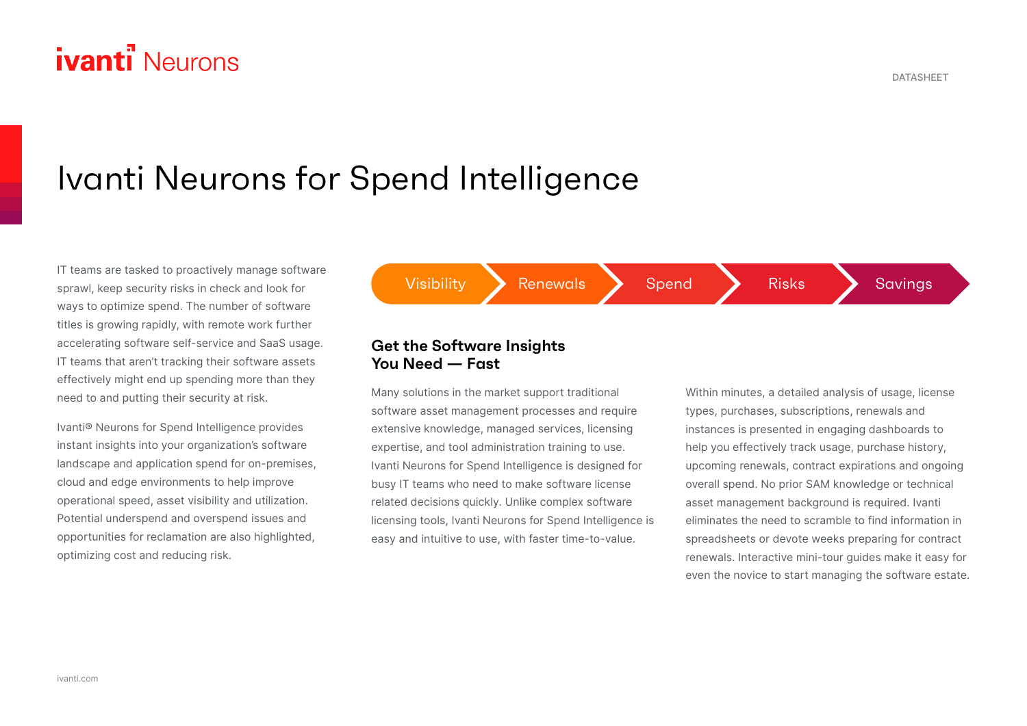# Ivanti Neurons for Spend Intelligence

IT teams are tasked to proactively manage software sprawl, keep security risks in check and look for ways to optimize spend. The number of software titles is growing rapidly, with remote work further accelerating software self-service and SaaS usage. IT teams that aren't tracking their software assets effectively might end up spending more than they need to and putting their security at risk.

Ivanti® Neurons for Spend Intelligence provides instant insights into your organization's software landscape and application spend for on-premises, cloud and edge environments to help improve operational speed, asset visibility and utilization. Potential underspend and overspend issues and opportunities for reclamation are also highlighted, optimizing cost and reducing risk.

Visibility → Renewals → Spend → Risks → Savings

## Get the Software Insights You Need — Fast

Many solutions in the market support traditional software asset management processes and require extensive knowledge, managed services, licensing expertise, and tool administration training to use. Ivanti Neurons for Spend Intelligence is designed for busy IT teams who need to make software license related decisions quickly. Unlike complex software licensing tools, Ivanti Neurons for Spend Intelligence is easy and intuitive to use, with faster time-to-value.

Within minutes, a detailed analysis of usage, license types, purchases, subscriptions, renewals and instances is presented in engaging dashboards to help you effectively track usage, purchase history, upcoming renewals, contract expirations and ongoing overall spend. No prior SAM knowledge or technical asset management background is required. Ivanti eliminates the need to scramble to find information in spreadsheets or devote weeks preparing for contract renewals. Interactive mini-tour guides make it easy for even the novice to start managing the software estate.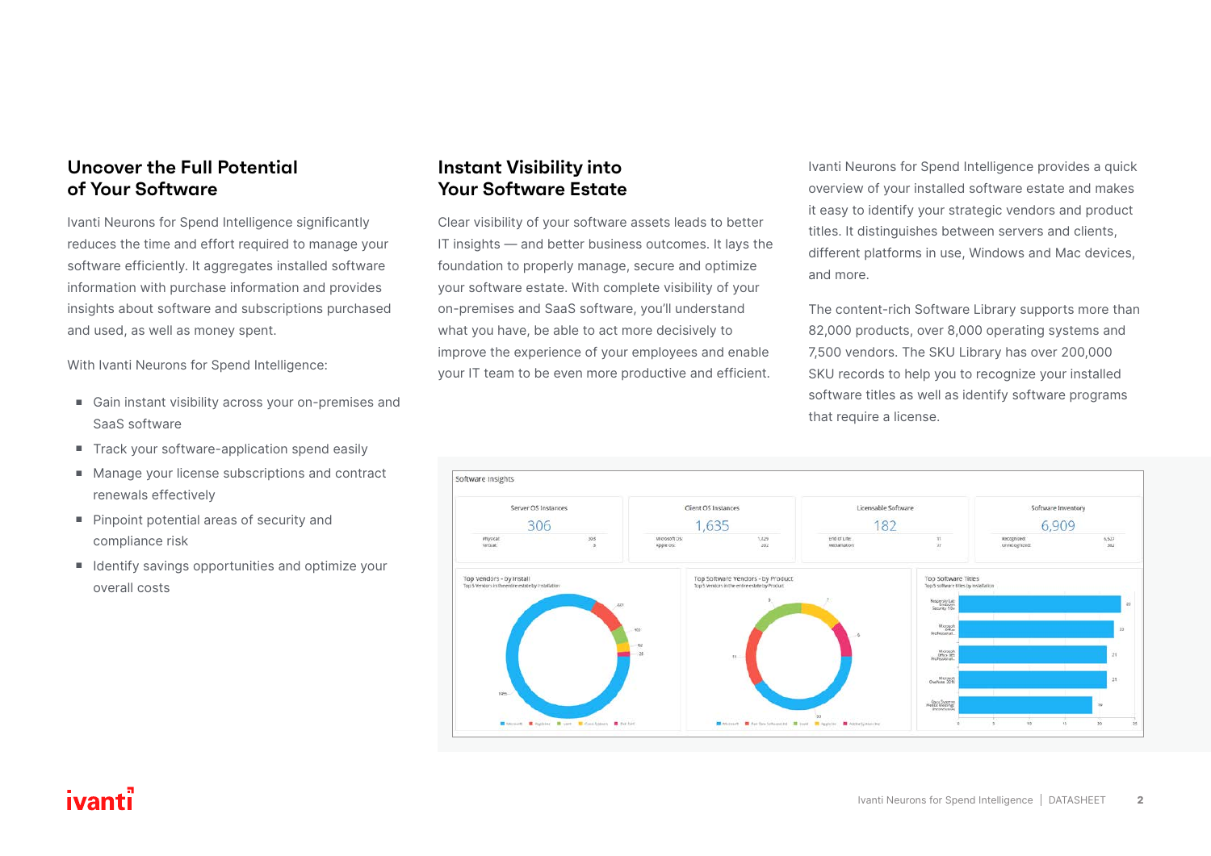## Uncover the Full Potential of Your Software

Ivanti Neurons for Spend Intelligence significantly reduces the time and effort required to manage your software efficiently. It aggregates installed software information with purchase information and provides insights about software and subscriptions purchased and used, as well as money spent.

With Ivanti Neurons for Spend Intelligence:

- Gain instant visibility across your on-premises and SaaS software
- Track your software-application spend easily
- Manage your license subscriptions and contract renewals effectively
- Pinpoint potential areas of security and compliance risk
- Identify savings opportunities and optimize your overall costs

## Instant Visibility into Your Software Estate

Clear visibility of your software assets leads to better IT insights — and better business outcomes. It lays the foundation to properly manage, secure and optimize your software estate. With complete visibility of your on-premises and SaaS software, you'll understand what you have, be able to act more decisively to improve the experience of your employees and enable your IT team to be even more productive and efficient.

Ivanti Neurons for Spend Intelligence provides a quick overview of your installed software estate and makes it easy to identify your strategic vendors and product titles. It distinguishes between servers and clients, different platforms in use, Windows and Mac devices, and more.

The content-rich Software Library supports more than 82,000 products, over 8,000 operating systems and 7,500 vendors. The SKU Library has over 200,000 SKU records to help you to recognize your installed software titles as well as identify software programs that require a license.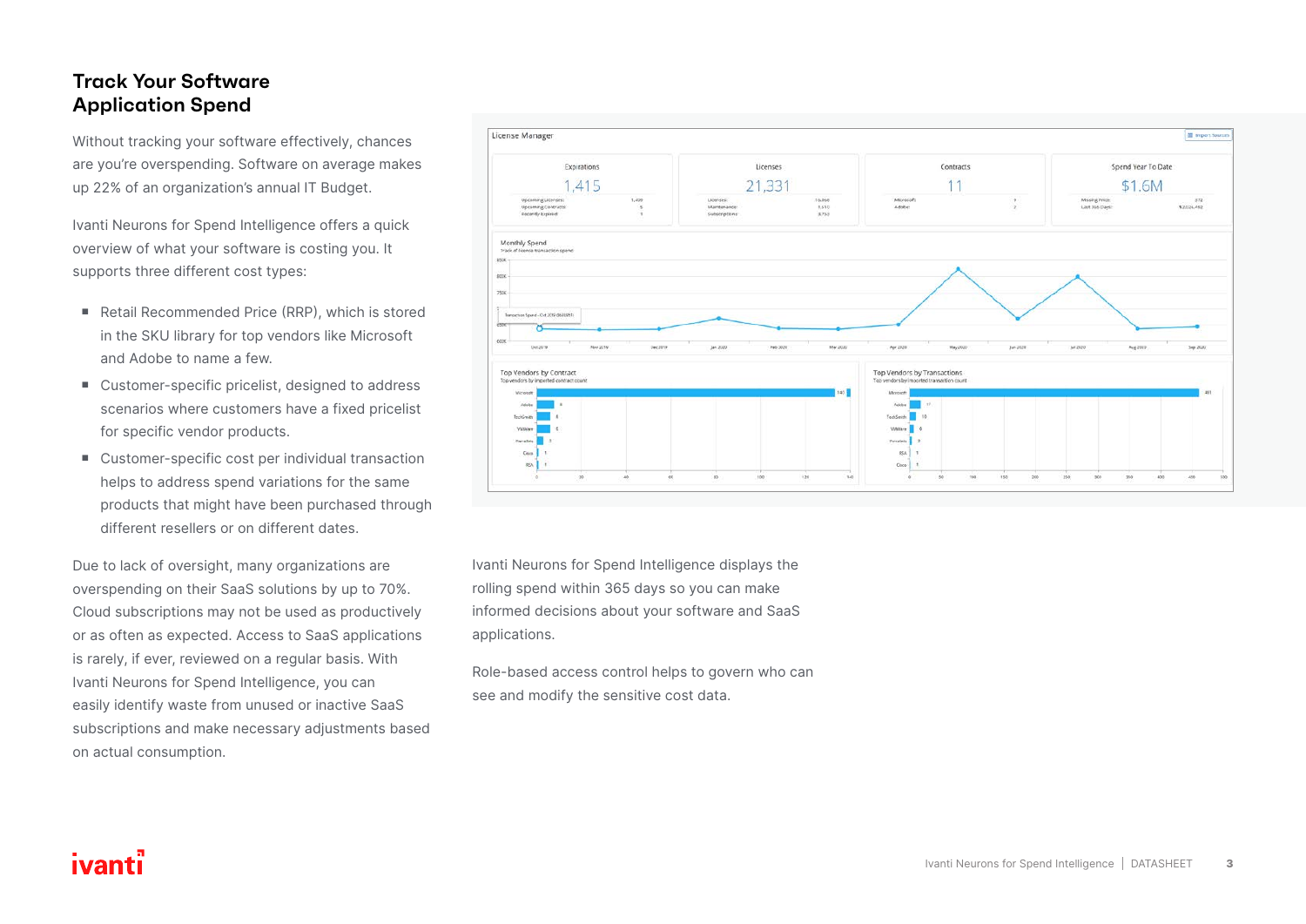## Track Your Software Application Spend

Without tracking your software effectively, chances are you're overspending. Software on average makes up 22% of an organization's annual IT Budget.

Ivanti Neurons for Spend Intelligence offers a quick overview of what your software is costing you. It supports three different cost types:

- Retail Recommended Price (RRP), which is stored in the SKU library for top vendors like Microsoft and Adobe to name a few.
- Customer-specific pricelist, designed to address scenarios where customers have a fixed pricelist for specific vendor products.
- Customer-specific cost per individual transaction helps to address spend variations for the same products that might have been purchased through different resellers or on different dates.

Due to lack of oversight, many organizations are overspending on their SaaS solutions by up to 70%. Cloud subscriptions may not be used as productively or as often as expected. Access to SaaS applications is rarely, if ever, reviewed on a regular basis. With Ivanti Neurons for Spend Intelligence, you can easily identify waste from unused or inactive SaaS subscriptions and make necessary adjustments based on actual consumption.

Ivanti Neurons for Spend Intelligence displays the rolling spend within 365 days so you can make informed decisions about your software and SaaS applications.

Role-based access control helps to govern who can see and modify the sensitive cost data.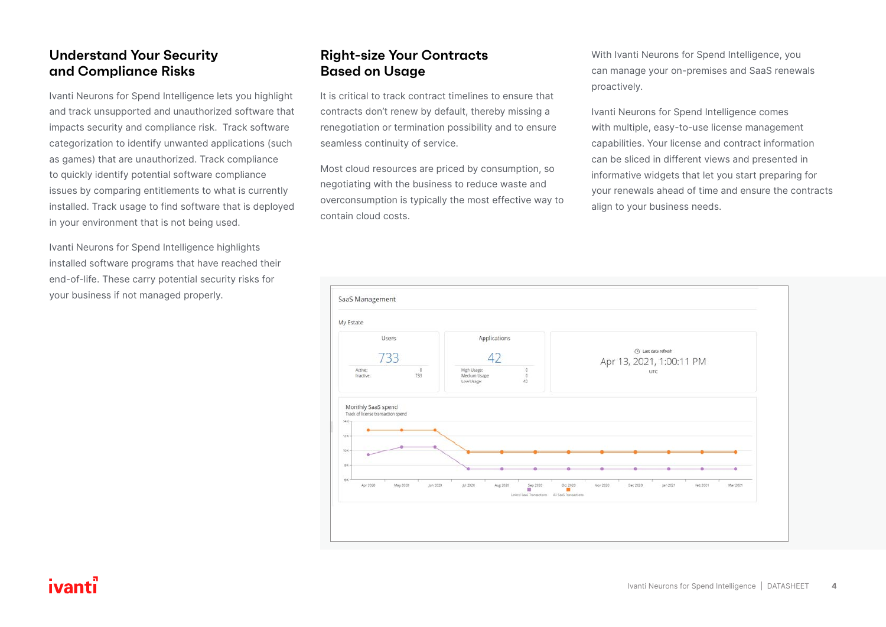## Understand Your Security and Compliance Risks

Ivanti Neurons for Spend Intelligence lets you highlight and track unsupported and unauthorized software that impacts security and compliance risk. Track software categorization to identify unwanted applications (such as games) that are unauthorized. Track compliance to quickly identify potential software compliance issues by comparing entitlements to what is currently installed. Track usage to find software that is deployed in your environment that is not being used.

Ivanti Neurons for Spend Intelligence highlights installed software programs that have reached their end-of-life. These carry potential security risks for your business if not managed properly.

## Right-size Your Contracts Based on Usage

It is critical to track contract timelines to ensure that contracts don't renew by default, thereby missing a renegotiation or termination possibility and to ensure seamless continuity of service.

Most cloud resources are priced by consumption, so negotiating with the business to reduce waste and overconsumption is typically the most effective way to contain cloud costs.

With Ivanti Neurons for Spend Intelligence, you can manage your on-premises and SaaS renewals proactively.

Ivanti Neurons for Spend Intelligence comes with multiple, easy-to-use license management capabilities. Your license and contract information can be sliced in different views and presented in informative widgets that let you start preparing for your renewals ahead of time and ensure the contracts align to your business needs.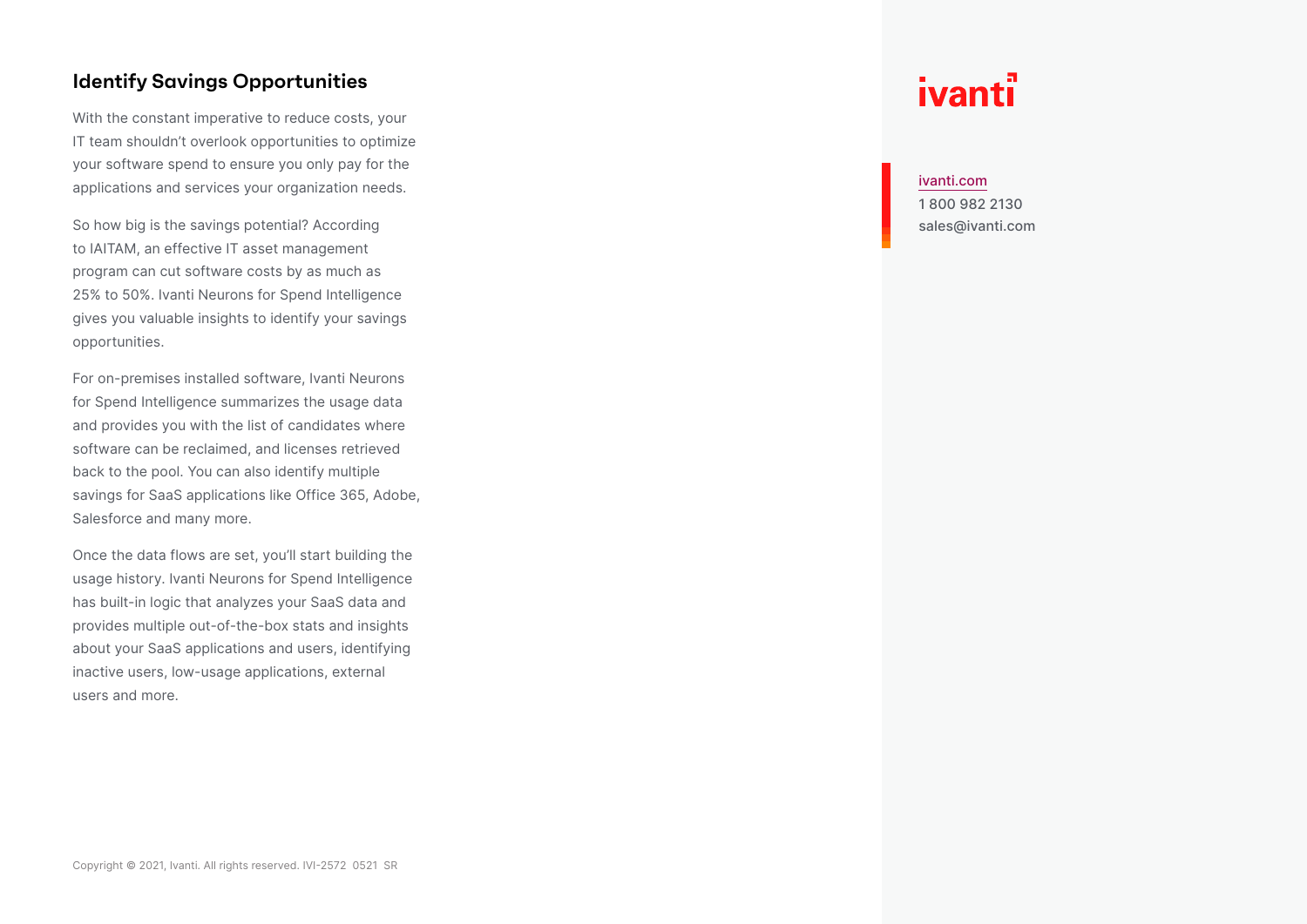## Identify Savings Opportunities

With the constant imperative to reduce costs, your IT team shouldn't overlook opportunities to optimize your software spend to ensure you only pay for the applications and services your organization needs.

So how big is the savings potential? According to IAITAM, an effective IT asset management program can cut software costs by as much as 25% to 50%. Ivanti Neurons for Spend Intelligence gives you valuable insights to identify your savings opportunities.

For on-premises installed software, Ivanti Neurons for Spend Intelligence summarizes the usage data and provides you with the list of candidates where software can be reclaimed, and licenses retrieved back to the pool. You can also identify multiple savings for SaaS applications like Office 365, Adobe, Salesforce and many more.

Once the data flows are set, you'll start building the usage history. Ivanti Neurons for Spend Intelligence has built-in logic that analyzes your SaaS data and provides multiple out-of-the-box stats and insights about your SaaS applications and users, identifying inactive users, low-usage applications, external users and more.

ivanti

ivanti.com
1 800 982 2130
sales@ivanti.com

Copyright © 2021, Ivanti. All rights reserved. IVI-2572 0521 SR